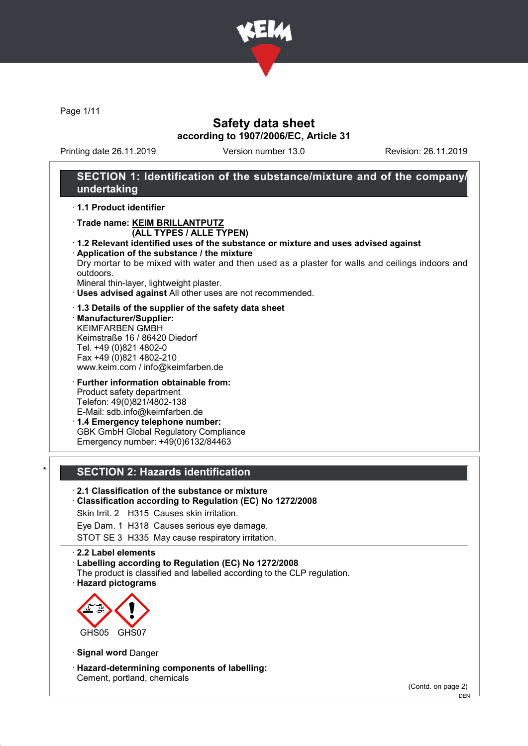# Safety data sheet
## according to 1907/2006/EC, Article 31

Printing date 26.11.2019 | Version number 13.0 | Revision: 26.11.2019

## SECTION 1: Identification of the substance/mixture and of the company/undertaking

· **1.1 Product identifier**

· **Trade name: KEIM BRILLANTPUTZ (ALL TYPES / ALLE TYPEN)**

· **1.2 Relevant identified uses of the substance or mixture and uses advised against**
· **Application of the substance / the mixture**
Dry mortar to be mixed with water and then used as a plaster for walls and ceilings indoors and outdoors.
Mineral thin-layer, lightweight plaster.
· **Uses advised against** All other uses are not recommended.

· **1.3 Details of the supplier of the safety data sheet**
· **Manufacturer/Supplier:**
KEIMFARBEN GMBH
Keimstraße 16 / 86420 Diedorf
Tel. +49 (0)821 4802-0
Fax +49 (0)821 4802-210
www.keim.com / info@keimfarben.de

· **Further information obtainable from:**
Product safety department
Telefon: 49(0)821/4802-138
E-Mail: sdb.info@keimfarben.de
· **1.4 Emergency telephone number:**
GBK GmbH Global Regulatory Compliance
Emergency number: +49(0)6132/84463

## * SECTION 2: Hazards identification

· **2.1 Classification of the substance or mixture**
· **Classification according to Regulation (EC) No 1272/2008**
Skin Irrit. 2 H315 Causes skin irritation.
Eye Dam. 1 H318 Causes serious eye damage.
STOT SE 3 H335 May cause respiratory irritation.

· **2.2 Label elements**
· **Labelling according to Regulation (EC) No 1272/2008**
The product is classified and labelled according to the CLP regulation.
· **Hazard pictograms**

GHS05 GHS07

· **Signal word** Danger

· **Hazard-determining components of labelling:**
Cement, portland, chemicals

(Contd. on page 2)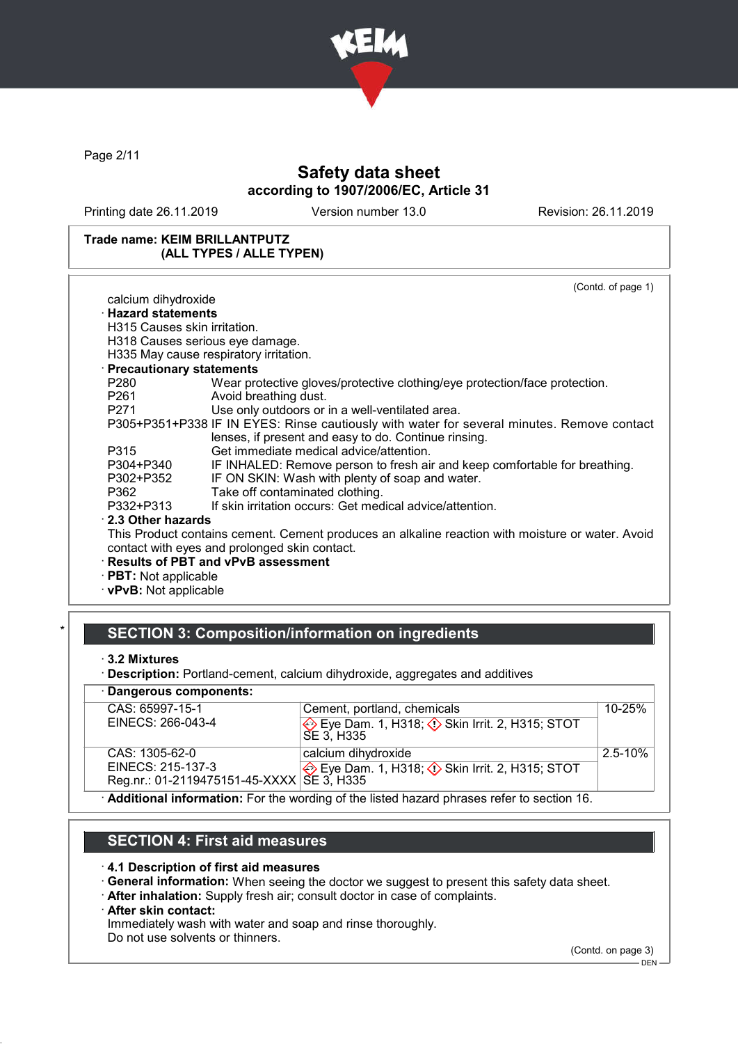**Trade name: KEIM BRILLANTPUTZ (ALL TYPES / ALLE TYPEN)**

(Contd. of page 1)

calcium dihydroxide

· **Hazard statements**

H315 Causes skin irritation.
H318 Causes serious eye damage.
H335 May cause respiratory irritation.

· **Precautionary statements**

| | |
|---|---|
| P280 | Wear protective gloves/protective clothing/eye protection/face protection. |
| P261 | Avoid breathing dust. |
| P271 | Use only outdoors or in a well-ventilated area. |
| P305+P351+P338 | IF IN EYES: Rinse cautiously with water for several minutes. Remove contact lenses, if present and easy to do. Continue rinsing. |
| P315 | Get immediate medical advice/attention. |
| P304+P340 | IF INHALED: Remove person to fresh air and keep comfortable for breathing. |
| P302+P352 | IF ON SKIN: Wash with plenty of soap and water. |
| P362 | Take off contaminated clothing. |
| P332+P313 | If skin irritation occurs: Get medical advice/attention. |

· **2.3 Other hazards**

This Product contains cement. Cement produces an alkaline reaction with moisture or water. Avoid contact with eyes and prolonged skin contact.

· **Results of PBT and vPvB assessment**
· **PBT:** Not applicable
· **vPvB:** Not applicable

## SECTION 3: Composition/information on ingredients

· **3.2 Mixtures**
· **Description:** Portland-cement, calcium dihydroxide, aggregates and additives

· **Dangerous components:**

| | | |
|---|---|---|
| CAS: 65997-15-1<br>EINECS: 266-043-4 | Cement, portland, chemicals<br>Eye Dam. 1, H318; Skin Irrit. 2, H315; STOT SE 3, H335 | 10-25% |
| CAS: 1305-62-0<br>EINECS: 215-137-3<br>Reg.nr.: 01-2119475151-45-XXXX | calcium dihydroxide<br>Eye Dam. 1, H318; Skin Irrit. 2, H315; STOT SE 3, H335 | 2.5-10% |

· **Additional information:** For the wording of the listed hazard phrases refer to section 16.

## SECTION 4: First aid measures

· **4.1 Description of first aid measures**
· **General information:** When seeing the doctor we suggest to present this safety data sheet.
· **After inhalation:** Supply fresh air; consult doctor in case of complaints.
· **After skin contact:**

Immediately wash with water and soap and rinse thoroughly.
Do not use solvents or thinners.

(Contd. on page 3)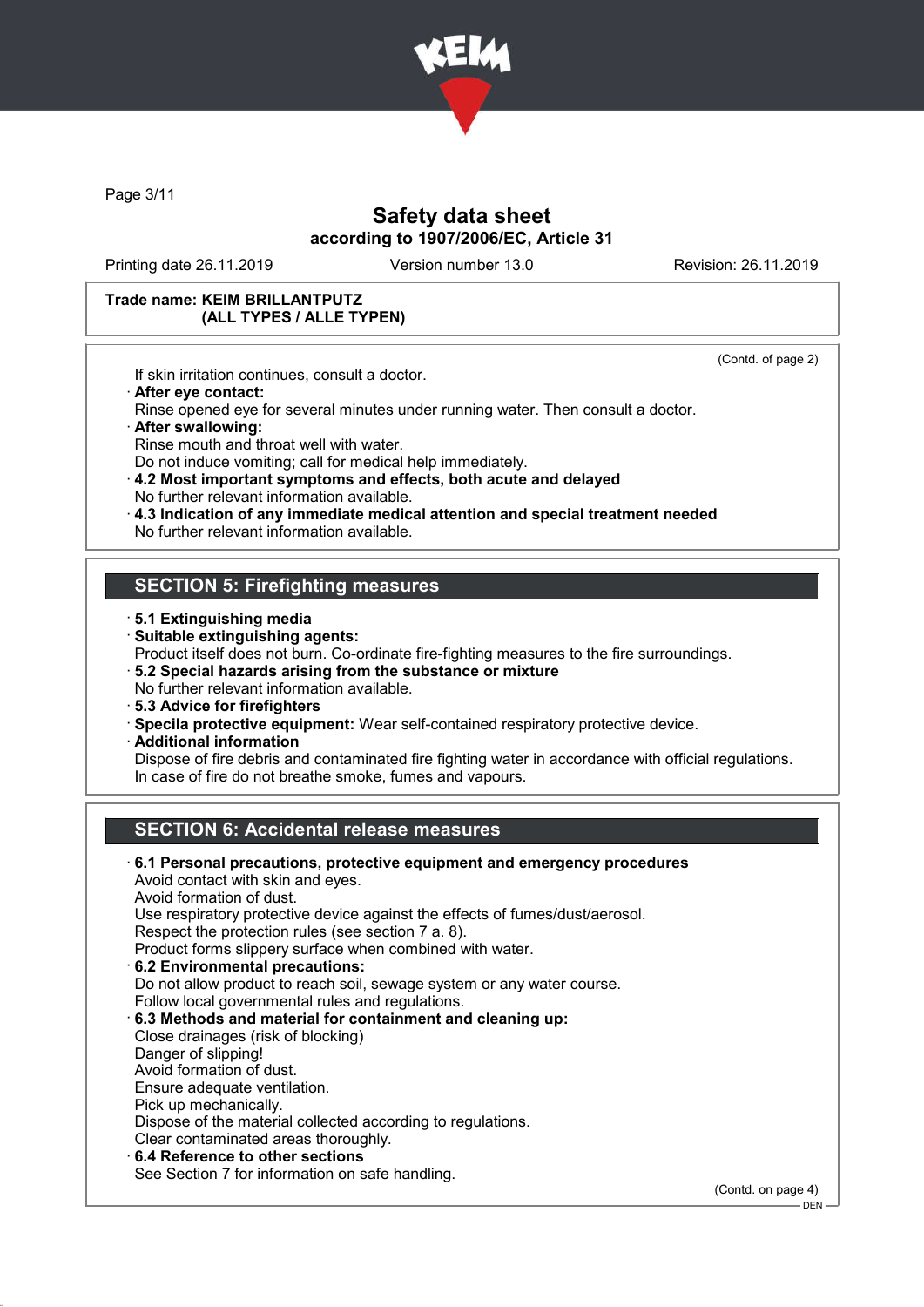**Trade name: KEIM BRILLANTPUTZ (ALL TYPES / ALLE TYPEN)**

(Contd. of page 2)

If skin irritation continues, consult a doctor.

· **After eye contact:**
Rinse opened eye for several minutes under running water. Then consult a doctor.

· **After swallowing:**
Rinse mouth and throat well with water.
Do not induce vomiting; call for medical help immediately.

· **4.2 Most important symptoms and effects, both acute and delayed**
No further relevant information available.

· **4.3 Indication of any immediate medical attention and special treatment needed**
No further relevant information available.

## SECTION 5: Firefighting measures

· **5.1 Extinguishing media**

· **Suitable extinguishing agents:**
Product itself does not burn. Co-ordinate fire-fighting measures to the fire surroundings.

· **5.2 Special hazards arising from the substance or mixture**
No further relevant information available.

· **5.3 Advice for firefighters**

· **Specila protective equipment:** Wear self-contained respiratory protective device.

· **Additional information**
Dispose of fire debris and contaminated fire fighting water in accordance with official regulations.
In case of fire do not breathe smoke, fumes and vapours.

## SECTION 6: Accidental release measures

· **6.1 Personal precautions, protective equipment and emergency procedures**
Avoid contact with skin and eyes.
Avoid formation of dust.
Use respiratory protective device against the effects of fumes/dust/aerosol.
Respect the protection rules (see section 7 a. 8).
Product forms slippery surface when combined with water.

· **6.2 Environmental precautions:**
Do not allow product to reach soil, sewage system or any water course.
Follow local governmental rules and regulations.

· **6.3 Methods and material for containment and cleaning up:**
Close drainages (risk of blocking)
Danger of slipping!
Avoid formation of dust.
Ensure adequate ventilation.
Pick up mechanically.
Dispose of the material collected according to regulations.
Clear contaminated areas thoroughly.

· **6.4 Reference to other sections**
See Section 7 for information on safe handling.

(Contd. on page 4)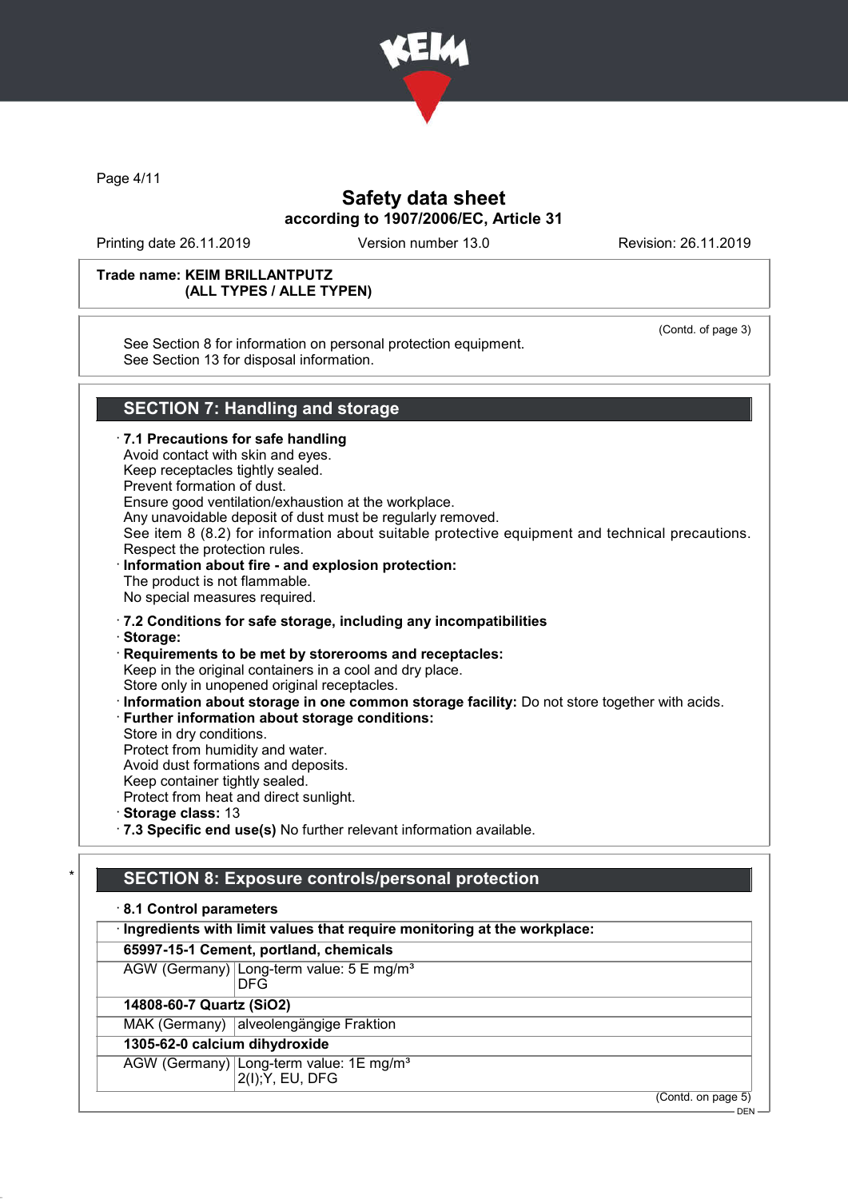**Trade name: KEIM BRILLANTPUTZ (ALL TYPES / ALLE TYPEN)**

(Contd. of page 3)

See Section 8 for information on personal protection equipment.
See Section 13 for disposal information.

## SECTION 7: Handling and storage

· **7.1 Precautions for safe handling**
Avoid contact with skin and eyes.
Keep receptacles tightly sealed.
Prevent formation of dust.
Ensure good ventilation/exhaustion at the workplace.
Any unavoidable deposit of dust must be regularly removed.
See item 8 (8.2) for information about suitable protective equipment and technical precautions.
Respect the protection rules.

· **Information about fire - and explosion protection:**
The product is not flammable.
No special measures required.

· **7.2 Conditions for safe storage, including any incompatibilities**

· **Storage:**

· **Requirements to be met by storerooms and receptacles:**
Keep in the original containers in a cool and dry place.
Store only in unopened original receptacles.

· **Information about storage in one common storage facility:** Do not store together with acids.

· **Further information about storage conditions:**
Store in dry conditions.
Protect from humidity and water.
Avoid dust formations and deposits.
Keep container tightly sealed.
Protect from heat and direct sunlight.

· **Storage class:** 13

· **7.3 Specific end use(s)** No further relevant information available.

## SECTION 8: Exposure controls/personal protection

· **8.1 Control parameters**

| · **Ingredients with limit values that require monitoring at the workplace:** | |
|---|---|
| **65997-15-1 Cement, portland, chemicals** | |
| AGW (Germany) | Long-term value: 5 E mg/m³<br>DFG |
| **14808-60-7 Quartz (SiO2)** | |
| MAK (Germany) | alveolengängige Fraktion |
| **1305-62-0 calcium dihydroxide** | |
| AGW (Germany) | Long-term value: 1E mg/m³<br>2(I);Y, EU, DFG |

(Contd. on page 5)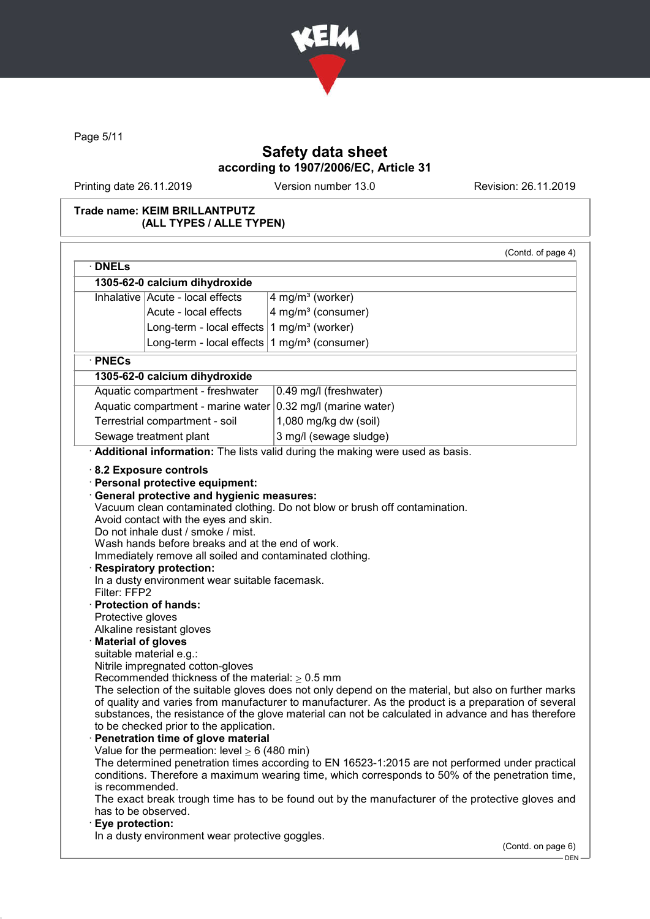**Safety data sheet**
**according to 1907/2006/EC, Article 31**

Printing date 26.11.2019 Version number 13.0 Revision: 26.11.2019

**Trade name: KEIM BRILLANTPUTZ (ALL TYPES / ALLE TYPEN)**

(Contd. of page 4)

· **DNELs**

| **1305-62-0 calcium dihydroxide** | | |
|---|---|---|
| Inhalative | Acute - local effects | 4 mg/m³ (worker) |
| | Acute - local effects | 4 mg/m³ (consumer) |
| | Long-term - local effects | 1 mg/m³ (worker) |
| | Long-term - local effects | 1 mg/m³ (consumer) |

· **PNECs**

| **1305-62-0 calcium dihydroxide** | |
|---|---|
| Aquatic compartment - freshwater | 0.49 mg/l (freshwater) |
| Aquatic compartment - marine water | 0.32 mg/l (marine water) |
| Terrestrial compartment - soil | 1,080 mg/kg dw (soil) |
| Sewage treatment plant | 3 mg/l (sewage sludge) |

· **Additional information:** The lists valid during the making were used as basis.

· **8.2 Exposure controls**
· **Personal protective equipment:**
· **General protective and hygienic measures:**
Vacuum clean contaminated clothing. Do not blow or brush off contamination.
Avoid contact with the eyes and skin.
Do not inhale dust / smoke / mist.
Wash hands before breaks and at the end of work.
Immediately remove all soiled and contaminated clothing.
· **Respiratory protection:**
In a dusty environment wear suitable facemask.
Filter: FFP2
· **Protection of hands:**
Protective gloves
Alkaline resistant gloves
· **Material of gloves**
suitable material e.g.:
Nitrile impregnated cotton-gloves
Recommended thickness of the material: ≥ 0.5 mm
The selection of the suitable gloves does not only depend on the material, but also on further marks of quality and varies from manufacturer to manufacturer. As the product is a preparation of several substances, the resistance of the glove material can not be calculated in advance and has therefore to be checked prior to the application.
· **Penetration time of glove material**
Value for the permeation: level ≥ 6 (480 min)
The determined penetration times according to EN 16523-1:2015 are not performed under practical conditions. Therefore a maximum wearing time, which corresponds to 50% of the penetration time, is recommended.
The exact break trough time has to be found out by the manufacturer of the protective gloves and has to be observed.
· **Eye protection:**
In a dusty environment wear protective goggles.

(Contd. on page 6)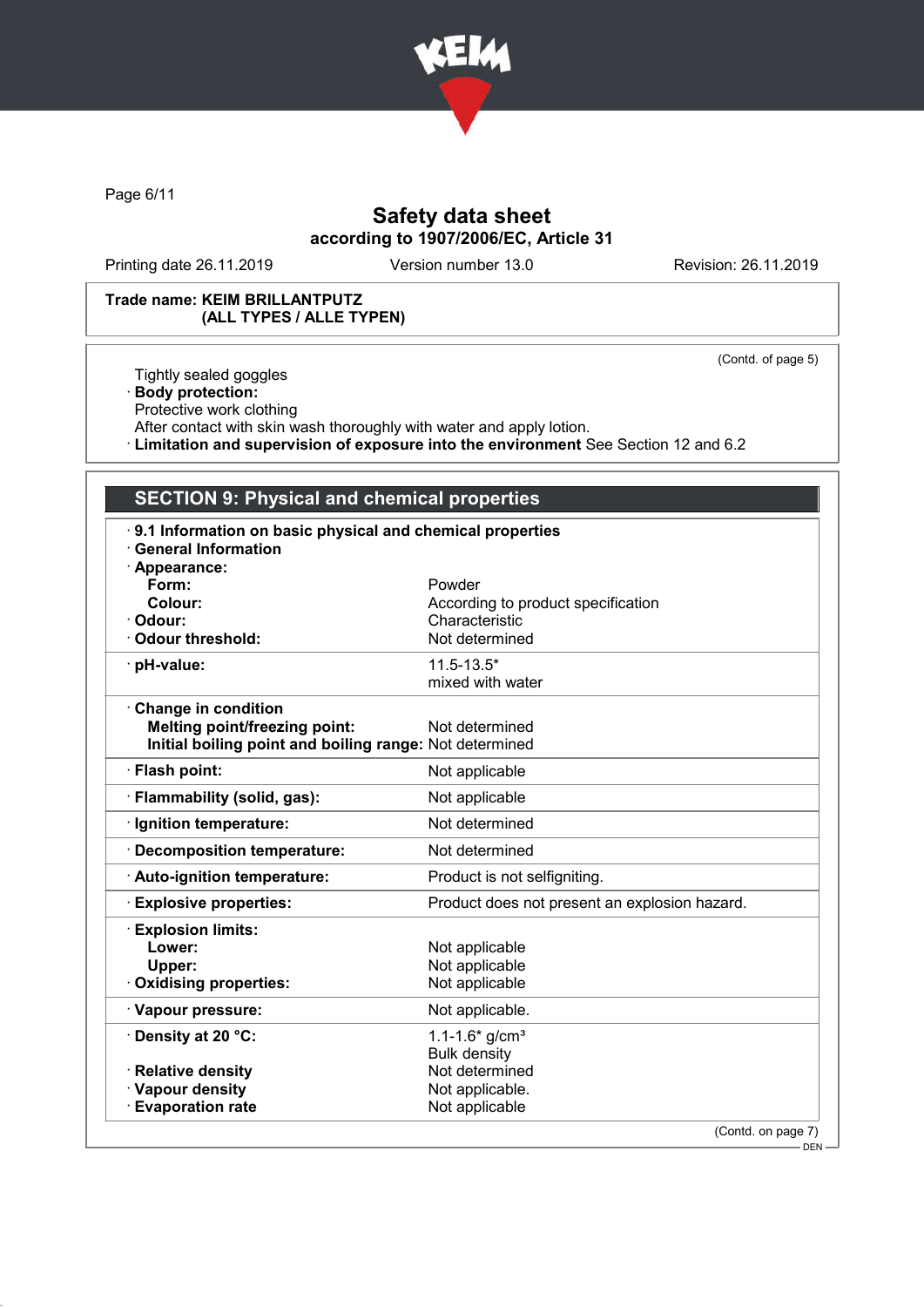Trade name: **KEIM BRILLANTPUTZ (ALL TYPES / ALLE TYPEN)**

(Contd. of page 5)

Tightly sealed goggles

· **Body protection:**
Protective work clothing
After contact with skin wash thoroughly with water and apply lotion.

· **Limitation and supervision of exposure into the environment** See Section 12 and 6.2

## SECTION 9: Physical and chemical properties

· **9.1 Information on basic physical and chemical properties**

· **General Information**

| Property | Value |
|---|---|
| · **Appearance:** | |
| **Form:** | Powder |
| **Colour:** | According to product specification |
| · **Odour:** | Characteristic |
| · **Odour threshold:** | Not determined |
| · **pH-value:** | 11.5-13.5* mixed with water |
| · **Change in condition** | |
| **Melting point/freezing point:** | Not determined |
| **Initial boiling point and boiling range:** | Not determined |
| · **Flash point:** | Not applicable |
| · **Flammability (solid, gas):** | Not applicable |
| · **Ignition temperature:** | Not determined |
| · **Decomposition temperature:** | Not determined |
| · **Auto-ignition temperature:** | Product is not selfigniting. |
| · **Explosive properties:** | Product does not present an explosion hazard. |
| · **Explosion limits:** | |
| **Lower:** | Not applicable |
| **Upper:** | Not applicable |
| · **Oxidising properties:** | Not applicable |
| · **Vapour pressure:** | Not applicable. |
| · **Density at 20 °C:** | 1.1-1.6* g/cm³ Bulk density |
| · **Relative density** | Not determined |
| · **Vapour density** | Not applicable. |
| · **Evaporation rate** | Not applicable |

(Contd. on page 7)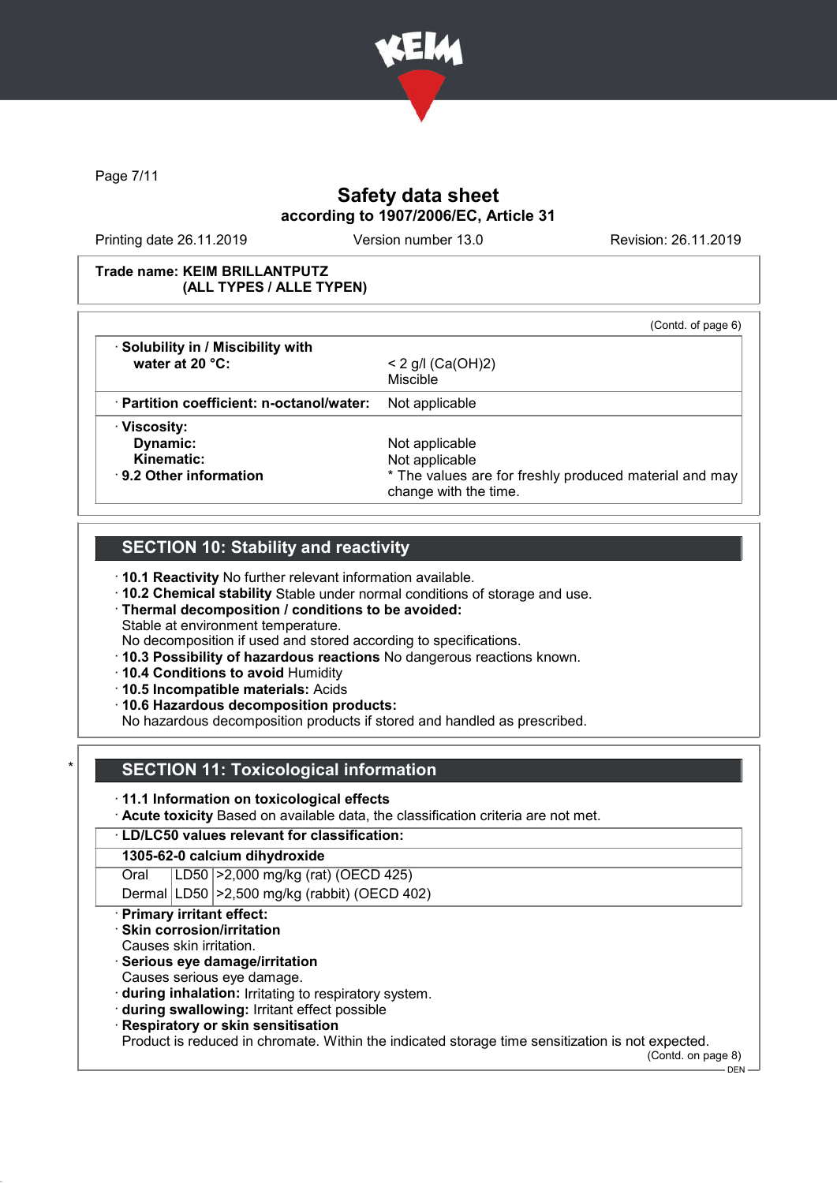**Safety data sheet**
**according to 1907/2006/EC, Article 31**

Printing date 26.11.2019 | Version number 13.0 | Revision: 26.11.2019

**Trade name: KEIM BRILLANTPUTZ (ALL TYPES / ALLE TYPEN)**

(Contd. of page 6)

| | |
|---|---|
| · **Solubility in / Miscibility with water at 20 °C:** | < 2 g/l ($Ca(OH)_2$)<br>Miscible |
| · **Partition coefficient: n-octanol/water:** | Not applicable |
| · **Viscosity:** | |
| **Dynamic:** | Not applicable |
| **Kinematic:** | Not applicable |
| · **9.2 Other information** | * The values are for freshly produced material and may change with the time. |

## SECTION 10: Stability and reactivity

· **10.1 Reactivity** No further relevant information available.
· **10.2 Chemical stability** Stable under normal conditions of storage and use.
· **Thermal decomposition / conditions to be avoided:**
Stable at environment temperature.
No decomposition if used and stored according to specifications.
· **10.3 Possibility of hazardous reactions** No dangerous reactions known.
· **10.4 Conditions to avoid** Humidity
· **10.5 Incompatible materials:** Acids
· **10.6 Hazardous decomposition products:**
No hazardous decomposition products if stored and handled as prescribed.

## * SECTION 11: Toxicological information

· **11.1 Information on toxicological effects**
· **Acute toxicity** Based on available data, the classification criteria are not met.

| · **LD/LC50 values relevant for classification:** | | |
|---|---|---|
| **1305-62-0 calcium dihydroxide** | | |
| Oral | LD50 | >2,000 mg/kg (rat) (OECD 425) |
| Dermal | LD50 | >2,500 mg/kg (rabbit) (OECD 402) |

· **Primary irritant effect:**
· **Skin corrosion/irritation**
Causes skin irritation.
· **Serious eye damage/irritation**
Causes serious eye damage.
· **during inhalation:** Irritating to respiratory system.
· **during swallowing:** Irritant effect possible
· **Respiratory or skin sensitisation**
Product is reduced in chromate. Within the indicated storage time sensitization is not expected.

(Contd. on page 8)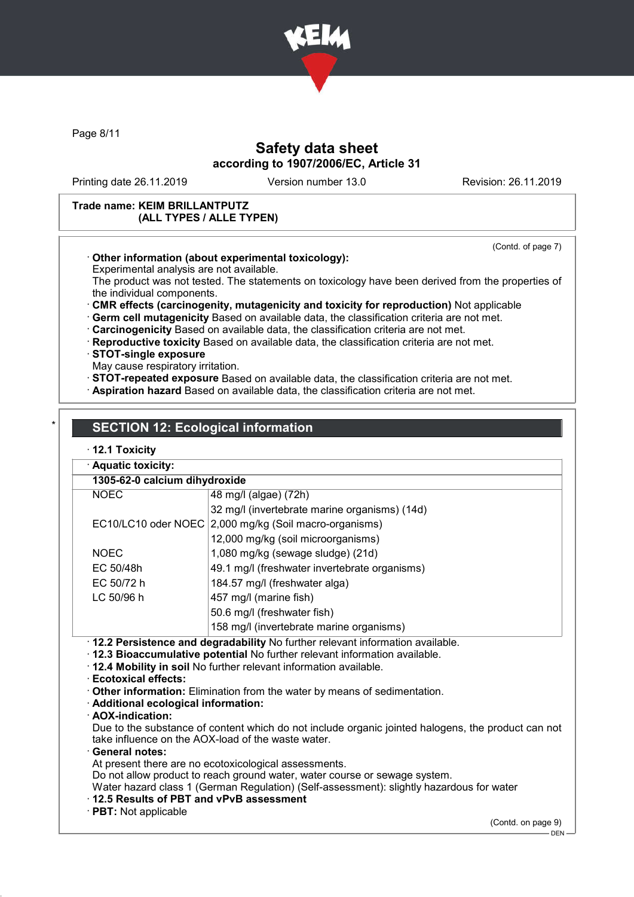Trade name: KEIM BRILLANTPUTZ (ALL TYPES / ALLE TYPEN)

(Contd. of page 7)

· **Other information (about experimental toxicology):**
Experimental analysis are not available.
The product was not tested. The statements on toxicology have been derived from the properties of the individual components.
· **CMR effects (carcinogenity, mutagenicity and toxicity for reproduction)** Not applicable
· **Germ cell mutagenicity** Based on available data, the classification criteria are not met.
· **Carcinogenicity** Based on available data, the classification criteria are not met.
· **Reproductive toxicity** Based on available data, the classification criteria are not met.
· **STOT-single exposure**
May cause respiratory irritation.
· **STOT-repeated exposure** Based on available data, the classification criteria are not met.
· **Aspiration hazard** Based on available data, the classification criteria are not met.

## SECTION 12: Ecological information

· **12.1 Toxicity**

· **Aquatic toxicity:**

| **1305-62-0 calcium dihydroxide** | |
|---|---|
| NOEC | 48 mg/l (algae) (72h) |
| | 32 mg/l (invertebrate marine organisms) (14d) |
| EC10/LC10 oder NOEC | 2,000 mg/kg (Soil macro-organisms) |
| | 12,000 mg/kg (soil microorganisms) |
| NOEC | 1,080 mg/kg (sewage sludge) (21d) |
| EC 50/48h | 49.1 mg/l (freshwater invertebrate organisms) |
| EC 50/72 h | 184.57 mg/l (freshwater alga) |
| LC 50/96 h | 457 mg/l (marine fish) |
| | 50.6 mg/l (freshwater fish) |
| | 158 mg/l (invertebrate marine organisms) |

· **12.2 Persistence and degradability** No further relevant information available.
· **12.3 Bioaccumulative potential** No further relevant information available.
· **12.4 Mobility in soil** No further relevant information available.
· **Ecotoxical effects:**
· **Other information:** Elimination from the water by means of sedimentation.
· **Additional ecological information:**
· **AOX-indication:**
Due to the substance of content which do not include organic jointed halogens, the product can not take influence on the AOX-load of the waste water.
· **General notes:**
At present there are no ecotoxicological assessments.
Do not allow product to reach ground water, water course or sewage system.
Water hazard class 1 (German Regulation) (Self-assessment): slightly hazardous for water
· **12.5 Results of PBT and vPvB assessment**
· **PBT:** Not applicable

(Contd. on page 9)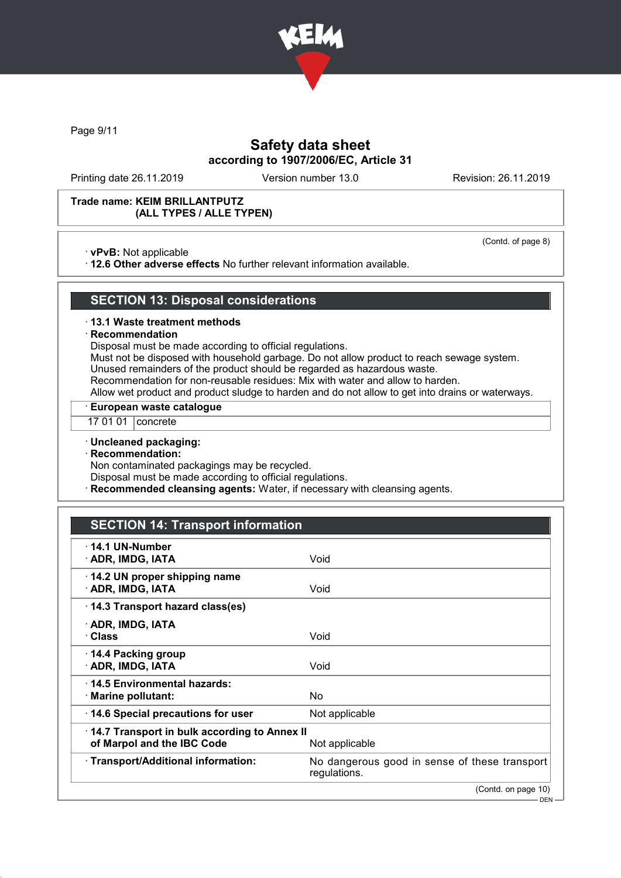Safety data sheet
according to 1907/2006/EC, Article 31

Printing date 26.11.2019 | Version number 13.0 | Revision: 26.11.2019

**Trade name: KEIM BRILLANTPUTZ (ALL TYPES / ALLE TYPEN)**

(Contd. of page 8)

· **vPvB:** Not applicable
· **12.6 Other adverse effects** No further relevant information available.

## SECTION 13: Disposal considerations

· **13.1 Waste treatment methods**
· **Recommendation**
Disposal must be made according to official regulations.
Must not be disposed with household garbage. Do not allow product to reach sewage system.
Unused remainders of the product should be regarded as hazardous waste.
Recommendation for non-reusable residues: Mix with water and allow to harden.
Allow wet product and product sludge to harden and do not allow to get into drains or waterways.

· **European waste catalogue**

| | |
|---|---|
| 17 01 01 | concrete |

· **Uncleaned packaging:**
· **Recommendation:**
Non contaminated packagings may be recycled.
Disposal must be made according to official regulations.
· **Recommended cleansing agents:** Water, if necessary with cleansing agents.

## SECTION 14: Transport information

| | |
|---|---|
| · **14.1 UN-Number**<br>· **ADR, IMDG, IATA** | Void |
| · **14.2 UN proper shipping name**<br>· **ADR, IMDG, IATA** | Void |
| · **14.3 Transport hazard class(es)**<br>· **ADR, IMDG, IATA**<br>· **Class** | Void |
| · **14.4 Packing group**<br>· **ADR, IMDG, IATA** | Void |
| · **14.5 Environmental hazards:**<br>· **Marine pollutant:** | No |
| · **14.6 Special precautions for user** | Not applicable |
| · **14.7 Transport in bulk according to Annex II of Marpol and the IBC Code** | Not applicable |
| · **Transport/Additional information:** | No dangerous good in sense of these transport regulations. |

(Contd. on page 10)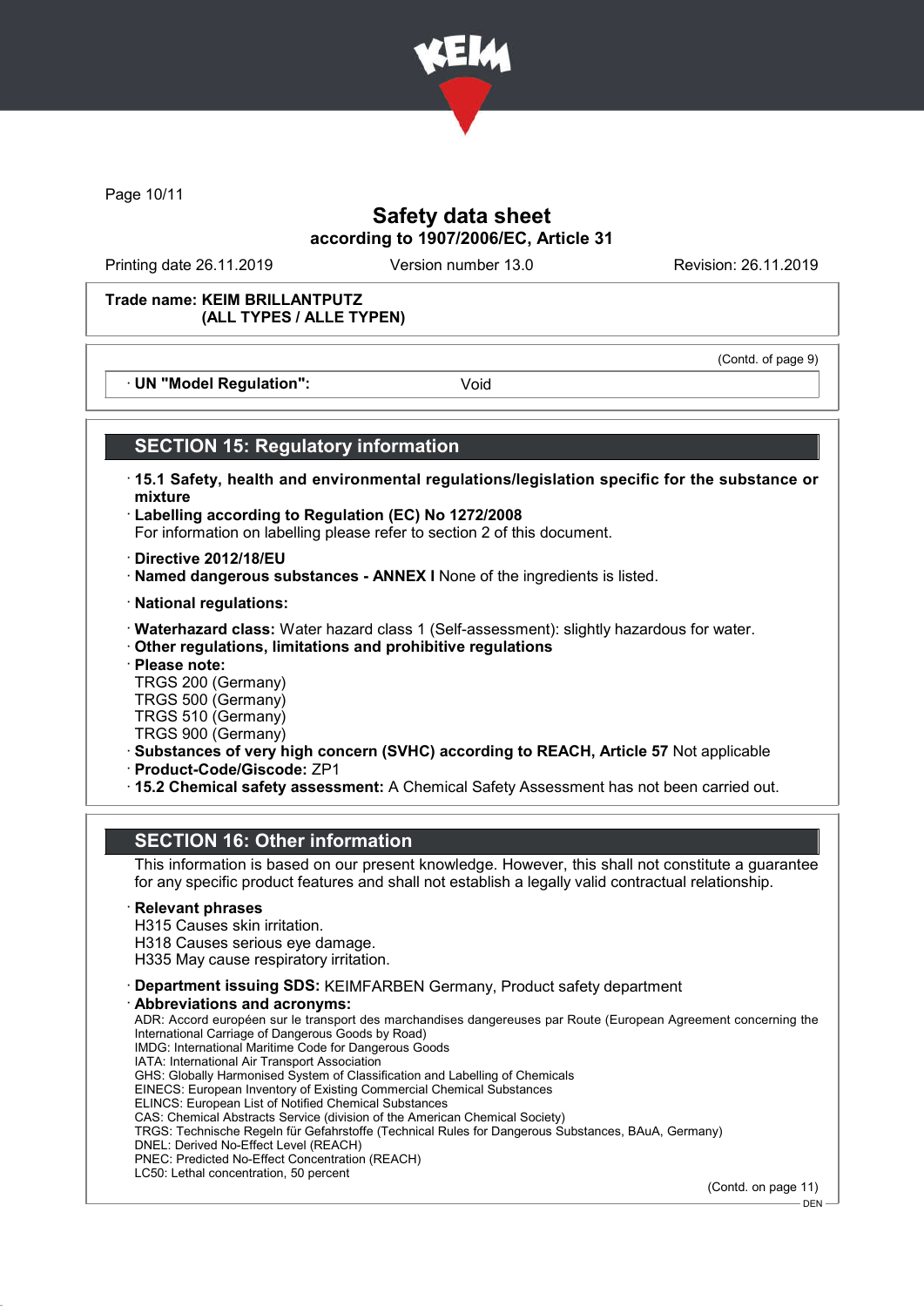**Trade name: KEIM BRILLANTPUTZ (ALL TYPES / ALLE TYPEN)**

(Contd. of page 9)

· **UN "Model Regulation":** Void

## SECTION 15: Regulatory information

· **15.1 Safety, health and environmental regulations/legislation specific for the substance or mixture**
· **Labelling according to Regulation (EC) No 1272/2008**
For information on labelling please refer to section 2 of this document.

· **Directive 2012/18/EU**
· **Named dangerous substances - ANNEX I** None of the ingredients is listed.

· **National regulations:**

· **Waterhazard class:** Water hazard class 1 (Self-assessment): slightly hazardous for water.
· **Other regulations, limitations and prohibitive regulations**
· **Please note:**
TRGS 200 (Germany)
TRGS 500 (Germany)
TRGS 510 (Germany)
TRGS 900 (Germany)
· **Substances of very high concern (SVHC) according to REACH, Article 57** Not applicable
· **Product-Code/Giscode:** ZP1
· **15.2 Chemical safety assessment:** A Chemical Safety Assessment has not been carried out.

## SECTION 16: Other information

This information is based on our present knowledge. However, this shall not constitute a guarantee for any specific product features and shall not establish a legally valid contractual relationship.

· **Relevant phrases**
H315 Causes skin irritation.
H318 Causes serious eye damage.
H335 May cause respiratory irritation.

· **Department issuing SDS:** KEIMFARBEN Germany, Product safety department
· **Abbreviations and acronyms:**
ADR: Accord européen sur le transport des marchandises dangereuses par Route (European Agreement concerning the International Carriage of Dangerous Goods by Road)
IMDG: International Maritime Code for Dangerous Goods
IATA: International Air Transport Association
GHS: Globally Harmonised System of Classification and Labelling of Chemicals
EINECS: European Inventory of Existing Commercial Chemical Substances
ELINCS: European List of Notified Chemical Substances
CAS: Chemical Abstracts Service (division of the American Chemical Society)
TRGS: Technische Regeln für Gefahrstoffe (Technical Rules for Dangerous Substances, BAuA, Germany)
DNEL: Derived No-Effect Level (REACH)
PNEC: Predicted No-Effect Concentration (REACH)
LC50: Lethal concentration, 50 percent

(Contd. on page 11)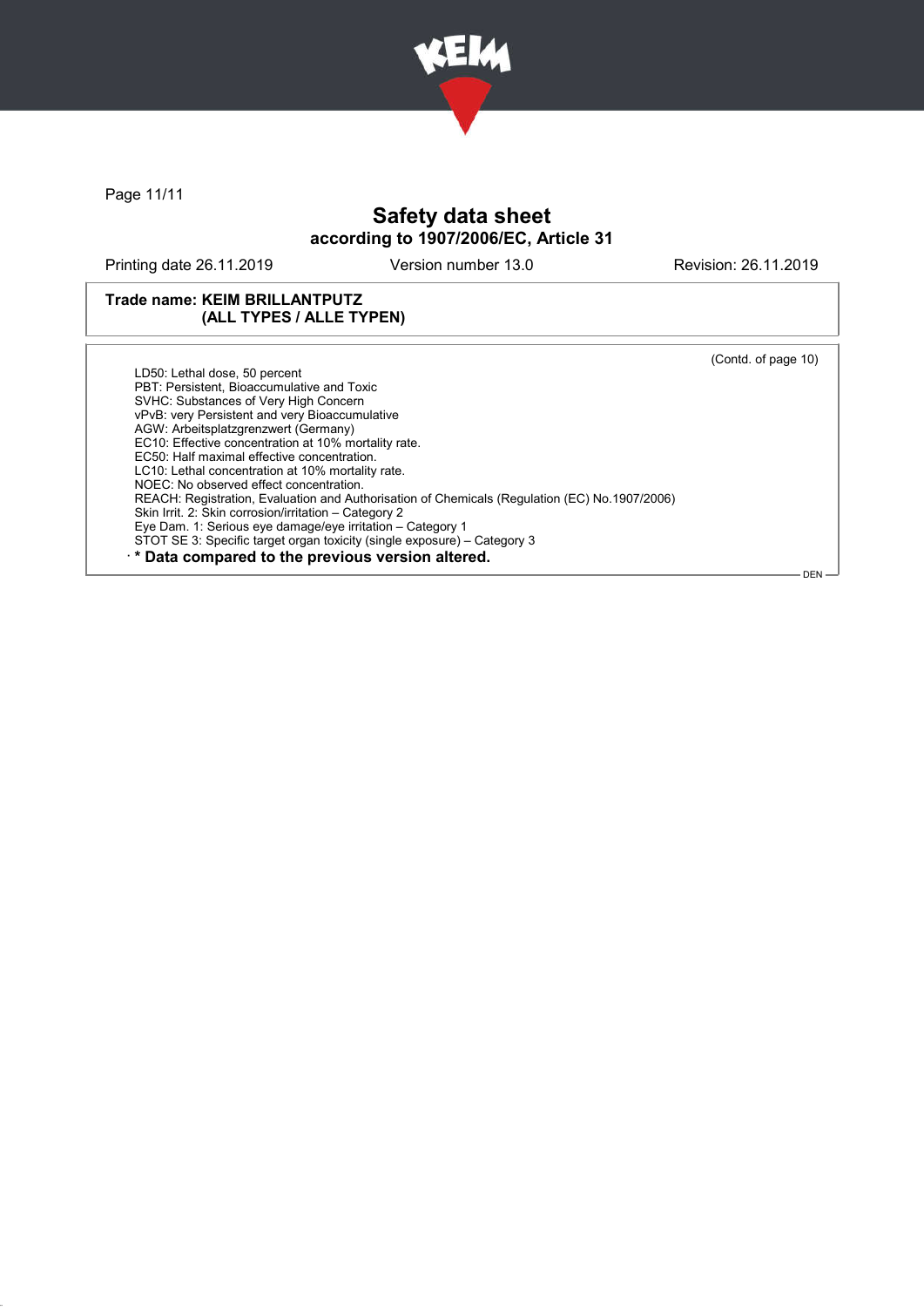# Safety data sheet

## according to 1907/2006/EC, Article 31

Printing date 26.11.2019 | Version number 13.0 | Revision: 26.11.2019

**Trade name: KEIM BRILLANTPUTZ (ALL TYPES / ALLE TYPEN)**

(Contd. of page 10)

LD50: Lethal dose, 50 percent
PBT: Persistent, Bioaccumulative and Toxic
SVHC: Substances of Very High Concern
vPvB: very Persistent and very Bioaccumulative
AGW: Arbeitsplatzgrenzwert (Germany)
EC10: Effective concentration at 10% mortality rate.
EC50: Half maximal effective concentration.
LC10: Lethal concentration at 10% mortality rate.
NOEC: No observed effect concentration.
REACH: Registration, Evaluation and Authorisation of Chemicals (Regulation (EC) No.1907/2006)
Skin Irrit. 2: Skin corrosion/irritation – Category 2
Eye Dam. 1: Serious eye damage/eye irritation – Category 1
STOT SE 3: Specific target organ toxicity (single exposure) – Category 3

· **\* Data compared to the previous version altered.**

DEN